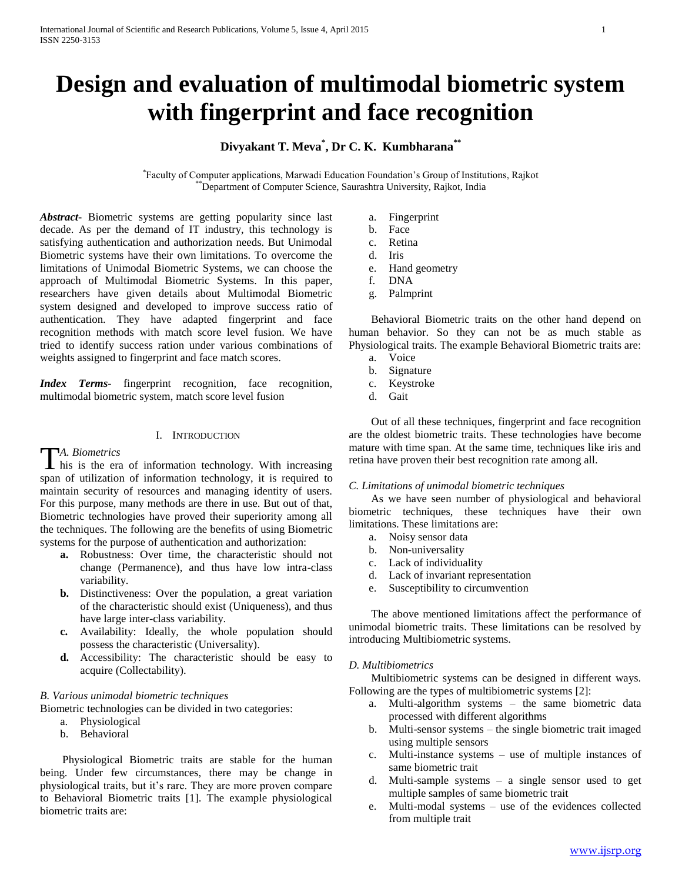# Design and evaluation of multimodal biometric system with fingerprint and face recognition

**Divyakant T. Meva[*], Dr C. K. Kumbharana[**]**

[*]Faculty of Computer applications, Marwadi Education Foundation's Group of Institutions, Rajkot
[**]Department of Computer Science, Saurashtra University, Rajkot, India

***Abstract***- Biometric systems are getting popularity since last decade. As per the demand of IT industry, this technology is satisfying authentication and authorization needs. But Unimodal Biometric systems have their own limitations. To overcome the limitations of Unimodal Biometric Systems, we can choose the approach of Multimodal Biometric Systems. In this paper, researchers have given details about Multimodal Biometric system designed and developed to improve success ratio of authentication. They have adapted fingerprint and face recognition methods with match score level fusion. We have tried to identify success ration under various combinations of weights assigned to fingerprint and face match scores.

***Index Terms***- fingerprint recognition, face recognition, multimodal biometric system, match score level fusion

## I. Introduction

### *A. Biometrics*

This is the era of information technology. With increasing span of utilization of information technology, it is required to maintain security of resources and managing identity of users. For this purpose, many methods are there in use. But out of that, Biometric technologies have proved their superiority among all the techniques. The following are the benefits of using Biometric systems for the purpose of authentication and authorization:

- **a.** Robustness: Over time, the characteristic should not change (Permanence), and thus have low intra-class variability.
- **b.** Distinctiveness: Over the population, a great variation of the characteristic should exist (Uniqueness), and thus have large inter-class variability.
- **c.** Availability: Ideally, the whole population should possess the characteristic (Universality).
- **d.** Accessibility: The characteristic should be easy to acquire (Collectability).

### *B. Various unimodal biometric techniques*

Biometric technologies can be divided in two categories:

- a. Physiological
- b. Behavioral

Physiological Biometric traits are stable for the human being. Under few circumstances, there may be change in physiological traits, but it's rare. They are more proven compare to Behavioral Biometric traits [1]. The example physiological biometric traits are:

- a. Fingerprint
- b. Face
- c. Retina
- d. Iris
- e. Hand geometry
- f. DNA
- g. Palmprint

Behavioral Biometric traits on the other hand depend on human behavior. So they can not be as much stable as Physiological traits. The example Behavioral Biometric traits are:

- a. Voice
- b. Signature
- c. Keystroke
- d. Gait

Out of all these techniques, fingerprint and face recognition are the oldest biometric traits. These technologies have become mature with time span. At the same time, techniques like iris and retina have proven their best recognition rate among all.

### *C. Limitations of unimodal biometric techniques*

As we have seen number of physiological and behavioral biometric techniques, these techniques have their own limitations. These limitations are:

- a. Noisy sensor data
- b. Non-universality
- c. Lack of individuality
- d. Lack of invariant representation
- e. Susceptibility to circumvention

The above mentioned limitations affect the performance of unimodal biometric traits. These limitations can be resolved by introducing Multibiometric systems.

### *D. Multibiometrics*

Multibiometric systems can be designed in different ways. Following are the types of multibiometric systems [2]:

- a. Multi-algorithm systems – the same biometric data processed with different algorithms
- b. Multi-sensor systems – the single biometric trait imaged using multiple sensors
- c. Multi-instance systems – use of multiple instances of same biometric trait
- d. Multi-sample systems – a single sensor used to get multiple samples of same biometric trait
- e. Multi-modal systems – use of the evidences collected from multiple trait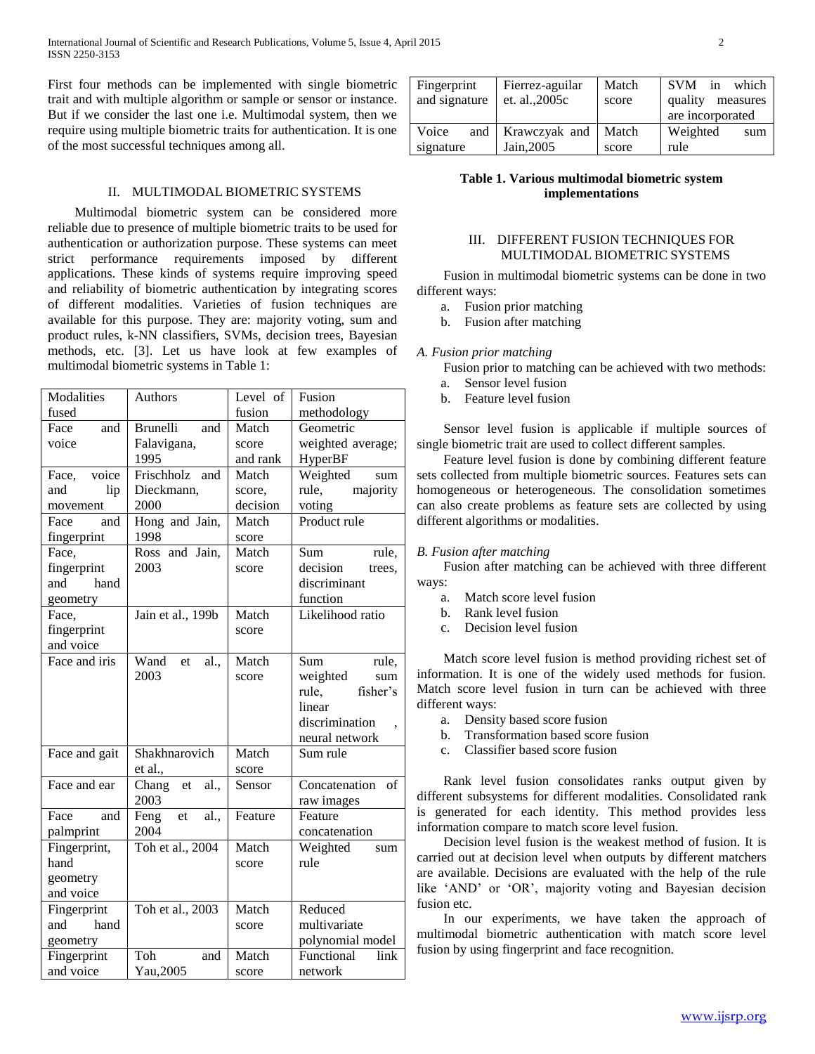First four methods can be implemented with single biometric trait and with multiple algorithm or sample or sensor or instance. But if we consider the last one i.e. Multimodal system, then we require using multiple biometric traits for authentication. It is one of the most successful techniques among all.

## II. MULTIMODAL BIOMETRIC SYSTEMS

Multimodal biometric system can be considered more reliable due to presence of multiple biometric traits to be used for authentication or authorization purpose. These systems can meet strict performance requirements imposed by different applications. These kinds of systems require improving speed and reliability of biometric authentication by integrating scores of different modalities. Varieties of fusion techniques are available for this purpose. They are: majority voting, sum and product rules, k-NN classifiers, SVMs, decision trees, Bayesian methods, etc. [3]. Let us have look at few examples of multimodal biometric systems in Table 1:

| Modalities fused | Authors | Level of fusion | Fusion methodology |
|---|---|---|---|
| Face and voice | Brunelli and Falavigana, 1995 | Match score and rank | Geometric weighted average; HyperBF |
| Face, voice and lip movement | Frischholz and Dieckmann, 2000 | Match score, decision | Weighted sum rule, majority voting |
| Face and fingerprint | Hong and Jain, 1998 | Match score | Product rule |
| Face, fingerprint and hand geometry | Ross and Jain, 2003 | Match score | Sum rule, decision trees, discriminant function |
| Face, fingerprint and voice | Jain et al., 199b | Match score | Likelihood ratio |
| Face and iris | Wand et al., 2003 | Match score | Sum rule, weighted sum rule, fisher's linear discrimination , neural network |
| Face and gait | Shakhnarovich et al., | Match score | Sum rule |
| Face and ear | Chang et al., 2003 | Sensor | Concatenation of raw images |
| Face and palmprint | Feng et al., 2004 | Feature | Feature concatenation |
| Fingerprint, hand geometry and voice | Toh et al., 2004 | Match score | Weighted sum rule |
| Fingerprint and hand geometry | Toh et al., 2003 | Match score | Reduced multivariate polynomial model |
| Fingerprint and voice | Toh and Yau,2005 | Match score | Functional link network |
| Fingerprint and signature | Fierrez-aguilar et. al.,2005c | Match score | SVM in which quality measures are incorporated |
| Voice and signature | Krawczyak and Jain,2005 | Match score | Weighted sum rule |

**Table 1. Various multimodal biometric system implementations**

## III. DIFFERENT FUSION TECHNIQUES FOR MULTIMODAL BIOMETRIC SYSTEMS

Fusion in multimodal biometric systems can be done in two different ways:

a. Fusion prior matching
b. Fusion after matching

### *A. Fusion prior matching*

Fusion prior to matching can be achieved with two methods:

a. Sensor level fusion
b. Feature level fusion

Sensor level fusion is applicable if multiple sources of single biometric trait are used to collect different samples.

Feature level fusion is done by combining different feature sets collected from multiple biometric sources. Features sets can homogeneous or heterogeneous. The consolidation sometimes can also create problems as feature sets are collected by using different algorithms or modalities.

### *B. Fusion after matching*

Fusion after matching can be achieved with three different ways:

a. Match score level fusion
b. Rank level fusion
c. Decision level fusion

Match score level fusion is method providing richest set of information. It is one of the widely used methods for fusion. Match score level fusion in turn can be achieved with three different ways:

a. Density based score fusion
b. Transformation based score fusion
c. Classifier based score fusion

Rank level fusion consolidates ranks output given by different subsystems for different modalities. Consolidated rank is generated for each identity. This method provides less information compare to match score level fusion.

Decision level fusion is the weakest method of fusion. It is carried out at decision level when outputs by different matchers are available. Decisions are evaluated with the help of the rule like 'AND' or 'OR', majority voting and Bayesian decision fusion etc.

In our experiments, we have taken the approach of multimodal biometric authentication with match score level fusion by using fingerprint and face recognition.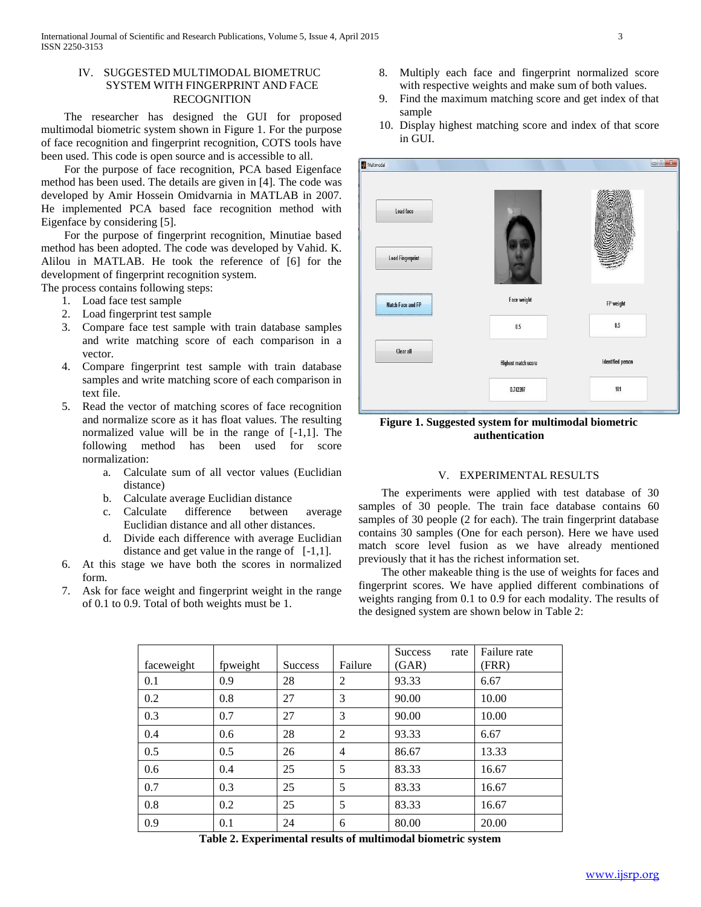## IV. SUGGESTED MULTIMODAL BIOMETRUC SYSTEM WITH FINGERPRINT AND FACE RECOGNITION

The researcher has designed the GUI for proposed multimodal biometric system shown in Figure 1. For the purpose of face recognition and fingerprint recognition, COTS tools have been used. This code is open source and is accessible to all.

For the purpose of face recognition, PCA based Eigenface method has been used. The details are given in [4]. The code was developed by Amir Hossein Omidvarnia in MATLAB in 2007. He implemented PCA based face recognition method with Eigenface by considering [5].

For the purpose of fingerprint recognition, Minutiae based method has been adopted. The code was developed by Vahid. K. Alilou in MATLAB. He took the reference of [6] for the development of fingerprint recognition system.

The process contains following steps:

1. Load face test sample
2. Load fingerprint test sample
3. Compare face test sample with train database samples and write matching score of each comparison in a vector.
4. Compare fingerprint test sample with train database samples and write matching score of each comparison in text file.
5. Read the vector of matching scores of face recognition and normalize score as it has float values. The resulting normalized value will be in the range of [-1,1]. The following method has been used for score normalization:
    a. Calculate sum of all vector values (Euclidian distance)
    b. Calculate average Euclidian distance
    c. Calculate difference between average Euclidian distance and all other distances.
    d. Divide each difference with average Euclidian distance and get value in the range of [-1,1].
6. At this stage we have both the scores in normalized form.
7. Ask for face weight and fingerprint weight in the range of 0.1 to 0.9. Total of both weights must be 1.
8. Multiply each face and fingerprint normalized score with respective weights and make sum of both values.
9. Find the maximum matching score and get index of that sample
10. Display highest matching score and index of that score in GUI.

**Figure 1. Suggested system for multimodal biometric authentication**

## V. EXPERIMENTAL RESULTS

The experiments were applied with test database of 30 samples of 30 people. The train face database contains 60 samples of 30 people (2 for each). The train fingerprint database contains 30 samples (One for each person). Here we have used match score level fusion as we have already mentioned previously that it has the richest information set.

The other makeable thing is the use of weights for faces and fingerprint scores. We have applied different combinations of weights ranging from 0.1 to 0.9 for each modality. The results of the designed system are shown below in Table 2:

| faceweight | fpweight | Success | Failure | Success rate (GAR) | Failure rate (FRR) |
|---|---|---|---|---|---|
| 0.1 | 0.9 | 28 | 2 | 93.33 | 6.67 |
| 0.2 | 0.8 | 27 | 3 | 90.00 | 10.00 |
| 0.3 | 0.7 | 27 | 3 | 90.00 | 10.00 |
| 0.4 | 0.6 | 28 | 2 | 93.33 | 6.67 |
| 0.5 | 0.5 | 26 | 4 | 86.67 | 13.33 |
| 0.6 | 0.4 | 25 | 5 | 83.33 | 16.67 |
| 0.7 | 0.3 | 25 | 5 | 83.33 | 16.67 |
| 0.8 | 0.2 | 25 | 5 | 83.33 | 16.67 |
| 0.9 | 0.1 | 24 | 6 | 80.00 | 20.00 |

**Table 2. Experimental results of multimodal biometric system**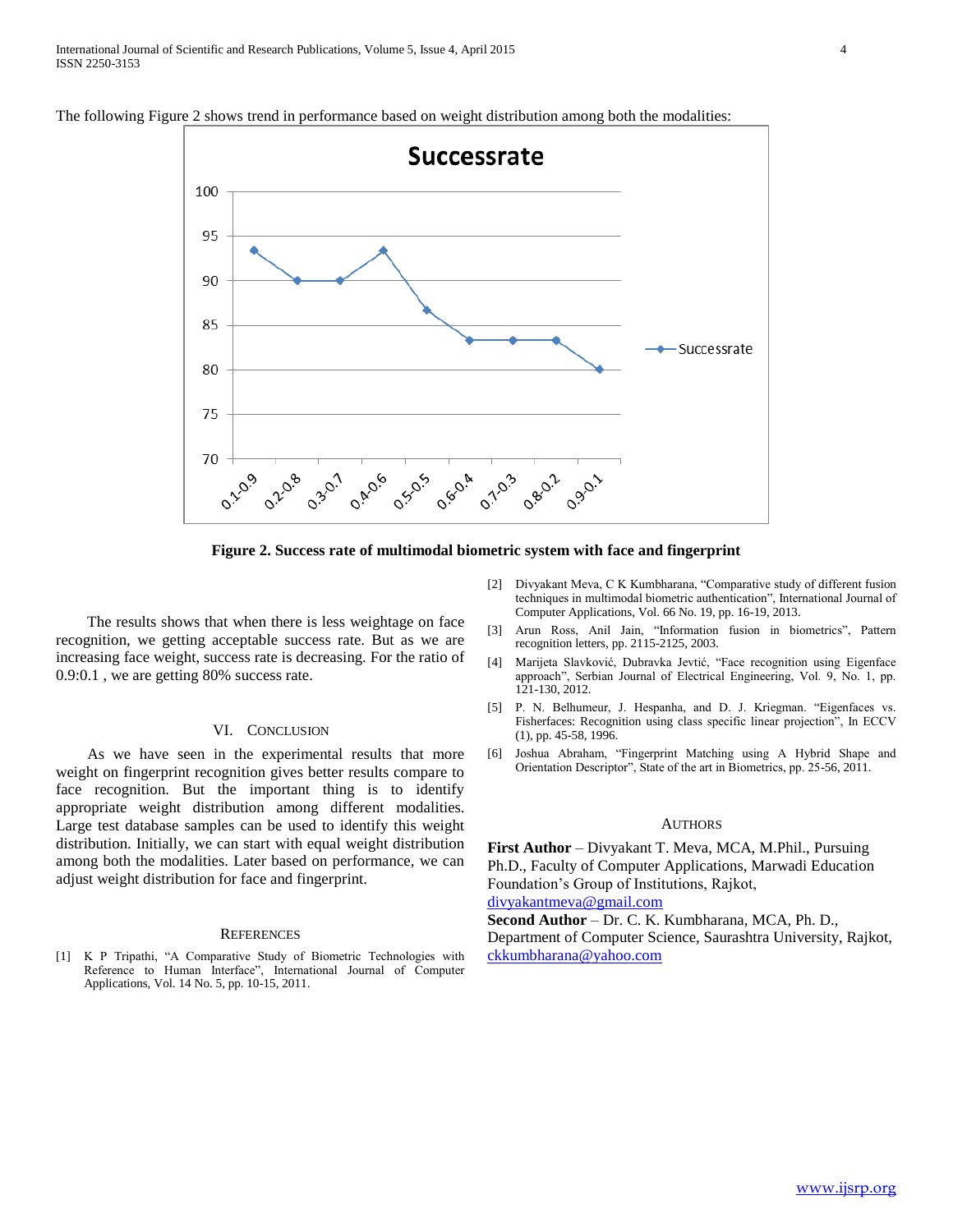The following Figure 2 shows trend in performance based on weight distribution among both the modalities:

Successrate

100
95
90
85
80
75
70

0.1-0.9
0.2-0.8
0.3-0.7
0.4-0.6
0.5-0.5
0.6-0.4
0.7-0.3
0.8-0.2
0.9-0.1

Successrate

**Figure 2. Success rate of multimodal biometric system with face and fingerprint**

The results shows that when there is less weightage on face recognition, we getting acceptable success rate. But as we are increasing face weight, success rate is decreasing. For the ratio of 0.9:0.1 , we are getting 80% success rate.

## VI. Conclusion

As we have seen in the experimental results that more weight on fingerprint recognition gives better results compare to face recognition. But the important thing is to identify appropriate weight distribution among different modalities. Large test database samples can be used to identify this weight distribution. Initially, we can start with equal weight distribution among both the modalities. Later based on performance, we can adjust weight distribution for face and fingerprint.

## References

[1] K P Tripathi, "A Comparative Study of Biometric Technologies with Reference to Human Interface", International Journal of Computer Applications, Vol. 14 No. 5, pp. 10-15, 2011.

[2] Divyakant Meva, C K Kumbharana, "Comparative study of different fusion techniques in multimodal biometric authentication", International Journal of Computer Applications, Vol. 66 No. 19, pp. 16-19, 2013.

[3] Arun Ross, Anil Jain, "Information fusion in biometrics", Pattern recognition letters, pp. 2115-2125, 2003.

[4] Marijeta Slavković, Dubravka Jevtić, "Face recognition using Eigenface approach", Serbian Journal of Electrical Engineering, Vol. 9, No. 1, pp. 121-130, 2012.

[5] P. N. Belhumeur, J. Hespanha, and D. J. Kriegman. "Eigenfaces vs. Fisherfaces: Recognition using class specific linear projection", In ECCV (1), pp. 45-58, 1996.

[6] Joshua Abraham, "Fingerprint Matching using A Hybrid Shape and Orientation Descriptor", State of the art in Biometrics, pp. 25-56, 2011.

## Authors

**First Author** – Divyakant T. Meva, MCA, M.Phil., Pursuing Ph.D., Faculty of Computer Applications, Marwadi Education Foundation's Group of Institutions, Rajkot, divyakantmeva@gmail.com

**Second Author** – Dr. C. K. Kumbharana, MCA, Ph. D., Department of Computer Science, Saurashtra University, Rajkot, ckkumbharana@yahoo.com